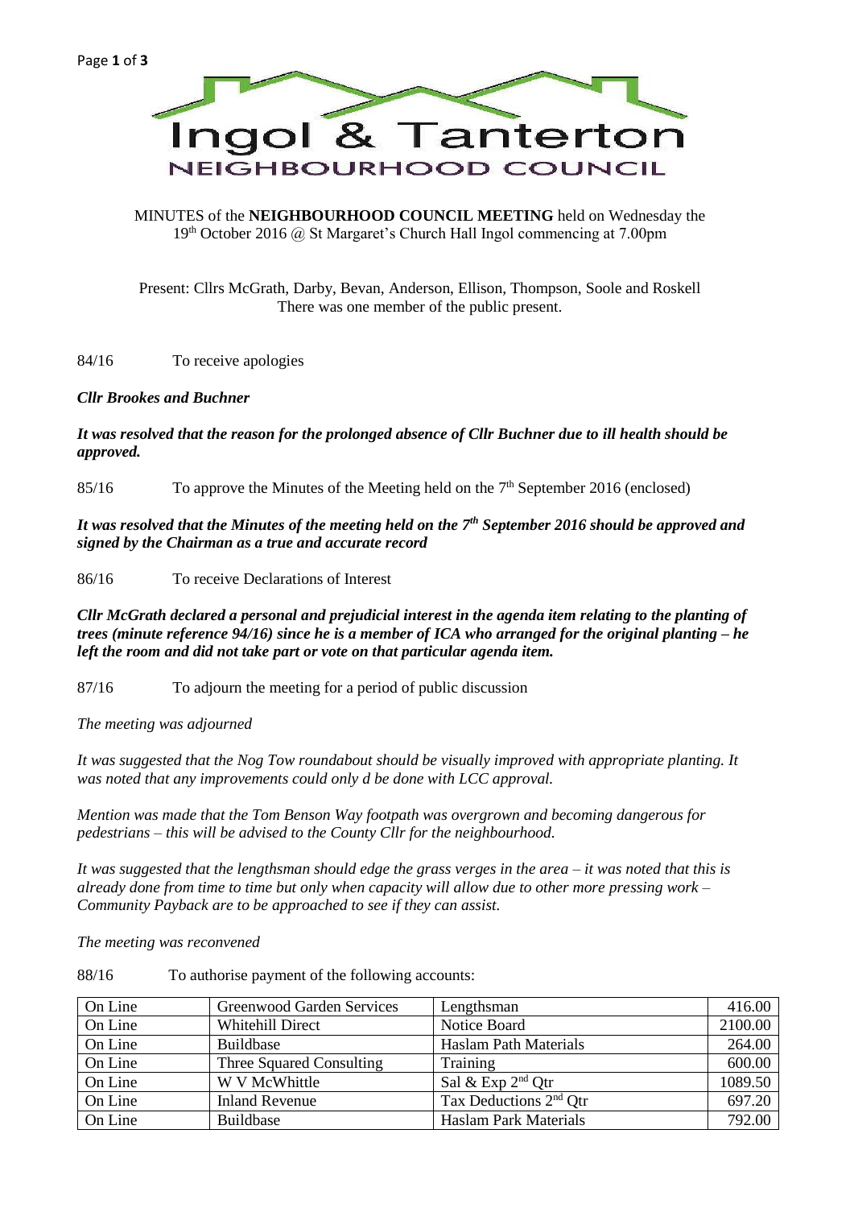# Ingol & Tanterton NEIGHBOURHOOD COUNCIL

MINUTES of the **NEIGHBOURHOOD COUNCIL MEETING** held on Wednesday the 19th October 2016 @ St Margaret's Church Hall Ingol commencing at 7.00pm

Present: Cllrs McGrath, Darby, Bevan, Anderson, Ellison, Thompson, Soole and Roskell
There was one member of the public present.

84/16 To receive apologies

***Cllr Brookes and Buchner***

***It was resolved that the reason for the prolonged absence of Cllr Buchner due to ill health should be approved.***

85/16 To approve the Minutes of the Meeting held on the 7th September 2016 (enclosed)

***It was resolved that the Minutes of the meeting held on the 7th September 2016 should be approved and signed by the Chairman as a true and accurate record***

86/16 To receive Declarations of Interest

***Cllr McGrath declared a personal and prejudicial interest in the agenda item relating to the planting of trees (minute reference 94/16) since he is a member of ICA who arranged for the original planting – he left the room and did not take part or vote on that particular agenda item.***

87/16 To adjourn the meeting for a period of public discussion

*The meeting was adjourned*

*It was suggested that the Nog Tow roundabout should be visually improved with appropriate planting. It was noted that any improvements could only d be done with LCC approval.*

*Mention was made that the Tom Benson Way footpath was overgrown and becoming dangerous for pedestrians – this will be advised to the County Cllr for the neighbourhood.*

*It was suggested that the lengthsman should edge the grass verges in the area – it was noted that this is already done from time to time but only when capacity will allow due to other more pressing work – Community Payback are to be approached to see if they can assist.*

*The meeting was reconvened*

88/16 To authorise payment of the following accounts:

| | | | |
|---|---|---|---|
| On Line | Greenwood Garden Services | Lengthsman | 416.00 |
| On Line | Whitehill Direct | Notice Board | 2100.00 |
| On Line | Buildbase | Haslam Path Materials | 264.00 |
| On Line | Three Squared Consulting | Training | 600.00 |
| On Line | W V McWhittle | Sal & Exp 2nd Qtr | 1089.50 |
| On Line | Inland Revenue | Tax Deductions 2nd Qtr | 697.20 |
| On Line | Buildbase | Haslam Park Materials | 792.00 |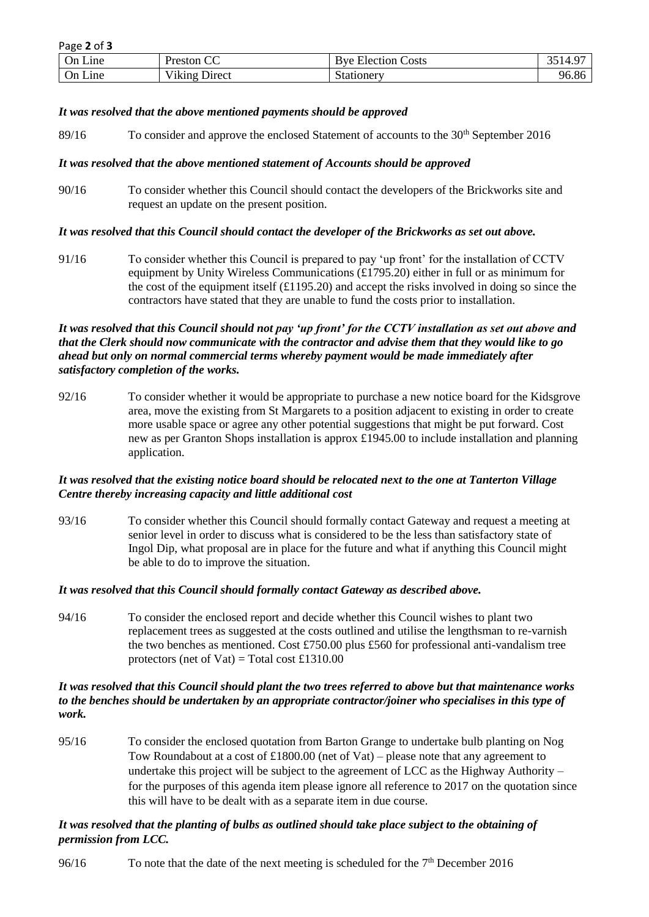| On Line | Preston CC | Bye Election Costs | 3514.97 |
|---|---|---|---|
| On Line | Viking Direct | Stationery | 96.86 |

***It was resolved that the above mentioned payments should be approved***

89/16 To consider and approve the enclosed Statement of accounts to the 30th September 2016

***It was resolved that the above mentioned statement of Accounts should be approved***

90/16 To consider whether this Council should contact the developers of the Brickworks site and request an update on the present position.

***It was resolved that this Council should contact the developer of the Brickworks as set out above.***

91/16 To consider whether this Council is prepared to pay 'up front' for the installation of CCTV equipment by Unity Wireless Communications (£1795.20) either in full or as minimum for the cost of the equipment itself (£1195.20) and accept the risks involved in doing so since the contractors have stated that they are unable to fund the costs prior to installation.

***It was resolved that this Council should not pay 'up front' for the CCTV installation as set out above and that the Clerk should now communicate with the contractor and advise them that they would like to go ahead but only on normal commercial terms whereby payment would be made immediately after satisfactory completion of the works.***

92/16 To consider whether it would be appropriate to purchase a new notice board for the Kidsgrove area, move the existing from St Margarets to a position adjacent to existing in order to create more usable space or agree any other potential suggestions that might be put forward. Cost new as per Granton Shops installation is approx £1945.00 to include installation and planning application.

***It was resolved that the existing notice board should be relocated next to the one at Tanterton Village Centre thereby increasing capacity and little additional cost***

93/16 To consider whether this Council should formally contact Gateway and request a meeting at senior level in order to discuss what is considered to be the less than satisfactory state of Ingol Dip, what proposal are in place for the future and what if anything this Council might be able to do to improve the situation.

***It was resolved that this Council should formally contact Gateway as described above.***

94/16 To consider the enclosed report and decide whether this Council wishes to plant two replacement trees as suggested at the costs outlined and utilise the lengthsman to re-varnish the two benches as mentioned. Cost £750.00 plus £560 for professional anti-vandalism tree protectors (net of Vat) = Total cost £1310.00

***It was resolved that this Council should plant the two trees referred to above but that maintenance works to the benches should be undertaken by an appropriate contractor/joiner who specialises in this type of work.***

95/16 To consider the enclosed quotation from Barton Grange to undertake bulb planting on Nog Tow Roundabout at a cost of £1800.00 (net of Vat) – please note that any agreement to undertake this project will be subject to the agreement of LCC as the Highway Authority – for the purposes of this agenda item please ignore all reference to 2017 on the quotation since this will have to be dealt with as a separate item in due course.

***It was resolved that the planting of bulbs as outlined should take place subject to the obtaining of permission from LCC.***

96/16 To note that the date of the next meeting is scheduled for the 7th December 2016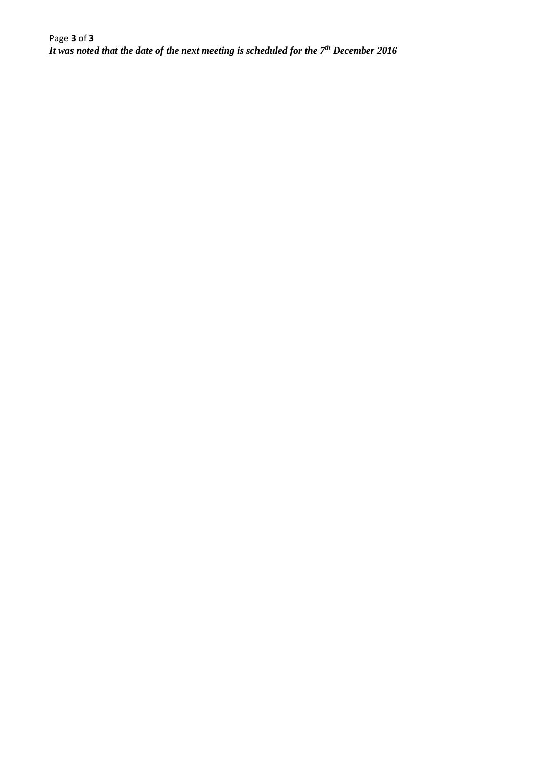*It was noted that the date of the next meeting is scheduled for the 7th December 2016*